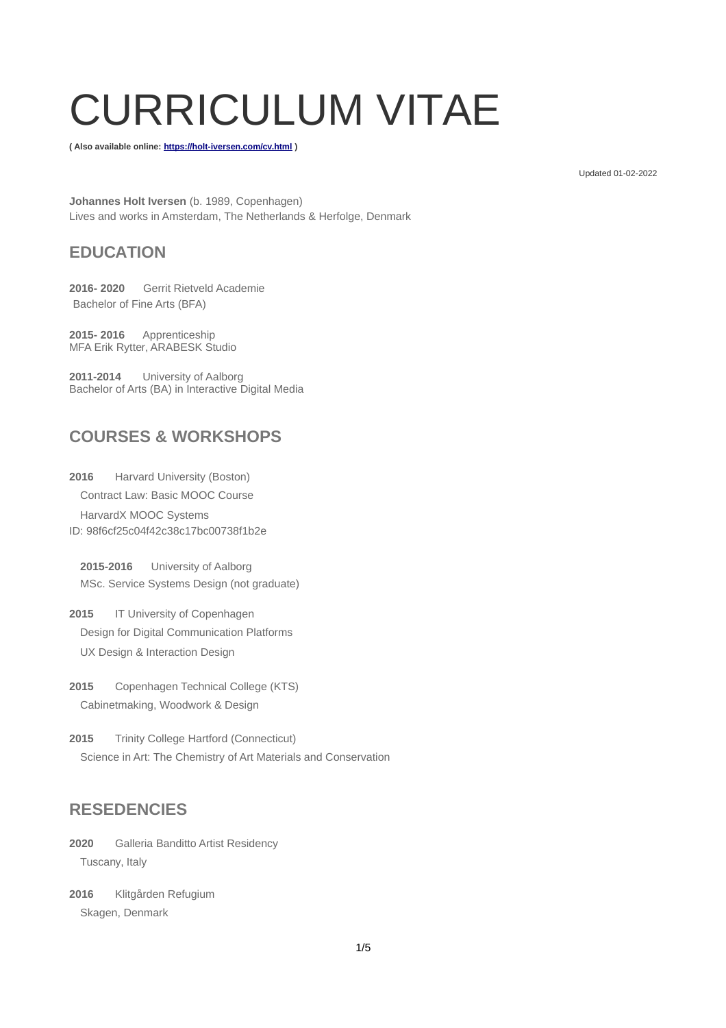# CURRICULUM VITAE

**( Also available online: [https://holt-iversen.com/cv.html](https://holt-iversen.com/cv.html) )**

Updated 01-02-2022

**Johannes Holt Iversen** (b. 1989, Copenhagen)
Lives and works in Amsterdam, The Netherlands & Herfolge, Denmark

## EDUCATION

**2016- 2020** Gerrit Rietveld Academie
Bachelor of Fine Arts (BFA)

**2015- 2016** Apprenticeship
MFA Erik Rytter, ARABESK Studio

**2011-2014** University of Aalborg
Bachelor of Arts (BA) in Interactive Digital Media

## COURSES & WORKSHOPS

**2016** Harvard University (Boston)
Contract Law: Basic MOOC Course
HarvardX MOOC Systems
ID: 98f6cf25c04f42c38c17bc00738f1b2e

**2015-2016** University of Aalborg
MSc. Service Systems Design (not graduate)

**2015** IT University of Copenhagen
Design for Digital Communication Platforms
UX Design & Interaction Design

**2015** Copenhagen Technical College (KTS)
Cabinetmaking, Woodwork & Design

**2015** Trinity College Hartford (Connecticut)
Science in Art: The Chemistry of Art Materials and Conservation

## RESEDENCIES

**2020** Galleria Banditto Artist Residency
Tuscany, Italy

**2016** Klitgården Refugium
Skagen, Denmark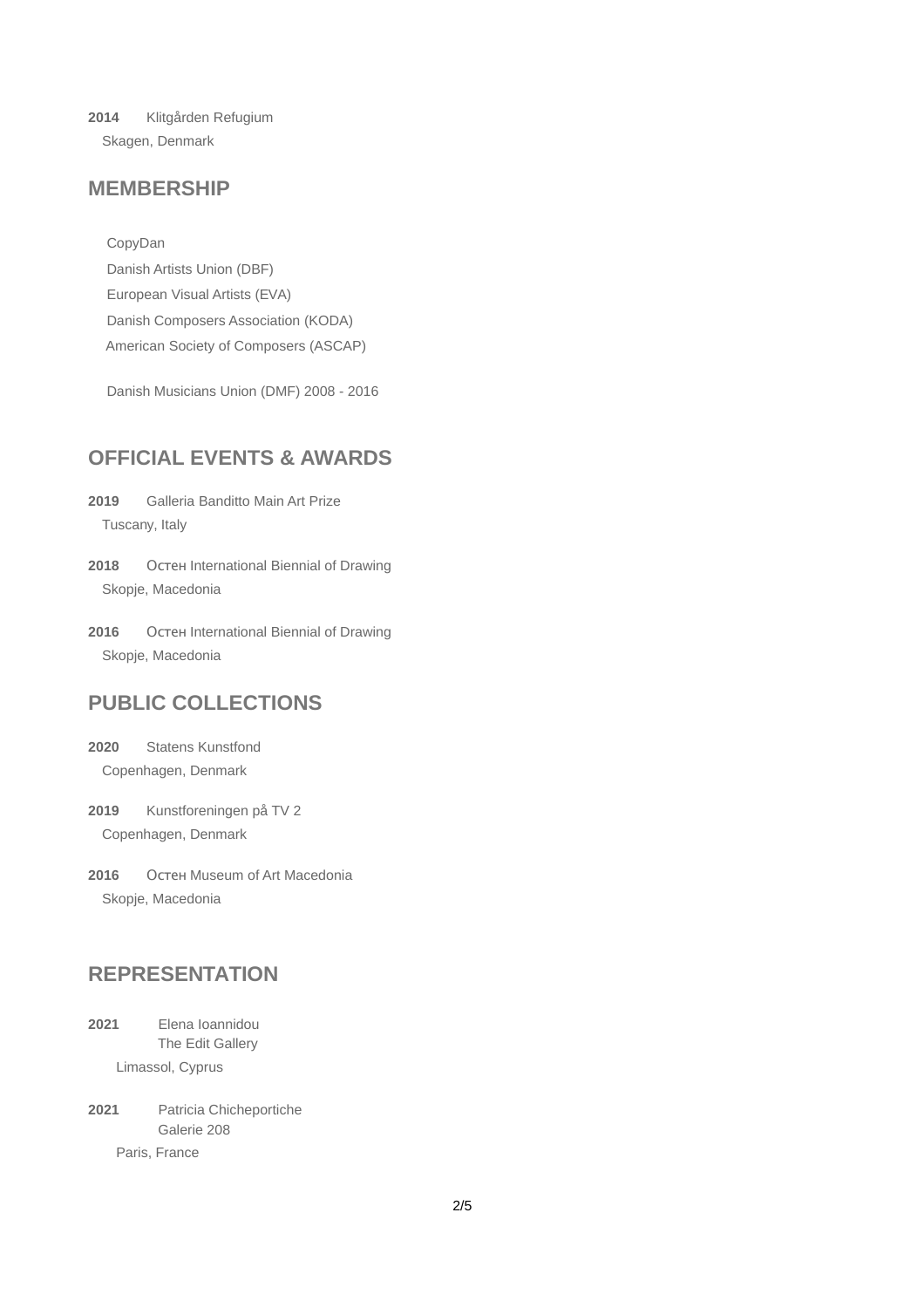**2014** Klitgården Refugium
Skagen, Denmark

## MEMBERSHIP

CopyDan
Danish Artists Union (DBF)
European Visual Artists (EVA)
Danish Composers Association (KODA)
American Society of Composers (ASCAP)

Danish Musicians Union (DMF) 2008 - 2016

## OFFICIAL EVENTS & AWARDS

**2019** Galleria Banditto Main Art Prize
Tuscany, Italy

**2018** Остен International Biennial of Drawing
Skopje, Macedonia

**2016** Остен International Biennial of Drawing
Skopje, Macedonia

## PUBLIC COLLECTIONS

**2020** Statens Kunstfond
Copenhagen, Denmark

**2019** Kunstforeningen på TV 2
Copenhagen, Denmark

**2016** Остен Museum of Art Macedonia
Skopje, Macedonia

## REPRESENTATION

**2021** Elena Ioannidou
The Edit Gallery
Limassol, Cyprus

**2021** Patricia Chicheportiche
Galerie 208
Paris, France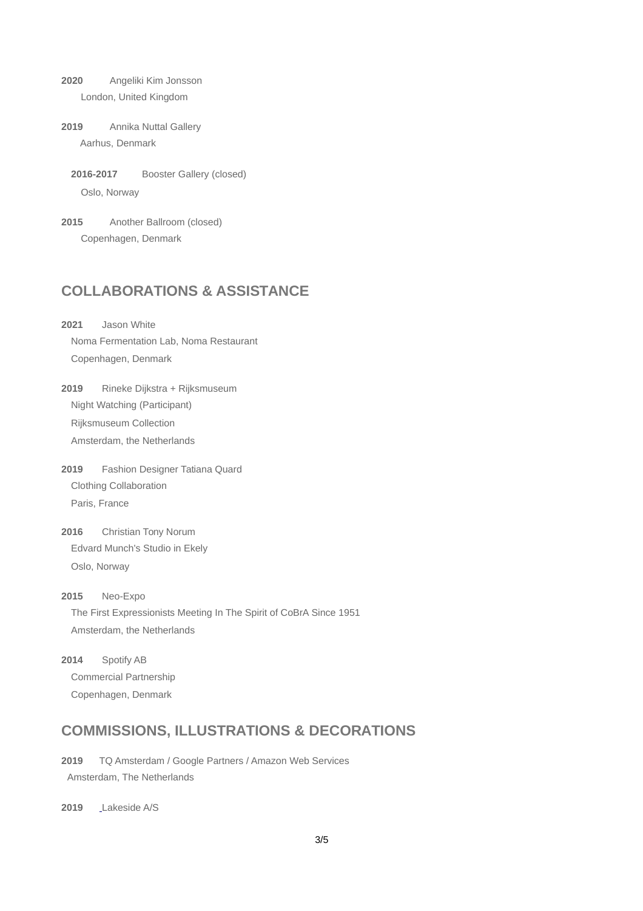**2020** Angeliki Kim Jonsson
London, United Kingdom

**2019** Annika Nuttal Gallery
Aarhus, Denmark

**2016-2017** Booster Gallery (closed)
Oslo, Norway

**2015** Another Ballroom (closed)
Copenhagen, Denmark

## COLLABORATIONS & ASSISTANCE

**2021** Jason White
Noma Fermentation Lab, Noma Restaurant
Copenhagen, Denmark

**2019** Rineke Dijkstra + Rijksmuseum
Night Watching (Participant)
Rijksmuseum Collection
Amsterdam, the Netherlands

**2019** Fashion Designer Tatiana Quard
Clothing Collaboration
Paris, France

**2016** Christian Tony Norum
Edvard Munch's Studio in Ekely
Oslo, Norway

**2015** Neo-Expo
The First Expressionists Meeting In The Spirit of CoBrA Since 1951
Amsterdam, the Netherlands

**2014** Spotify AB
Commercial Partnership
Copenhagen, Denmark

## COMMISSIONS, ILLUSTRATIONS & DECORATIONS

**2019** TQ Amsterdam / Google Partners / Amazon Web Services
Amsterdam, The Netherlands

**2019** Lakeside A/S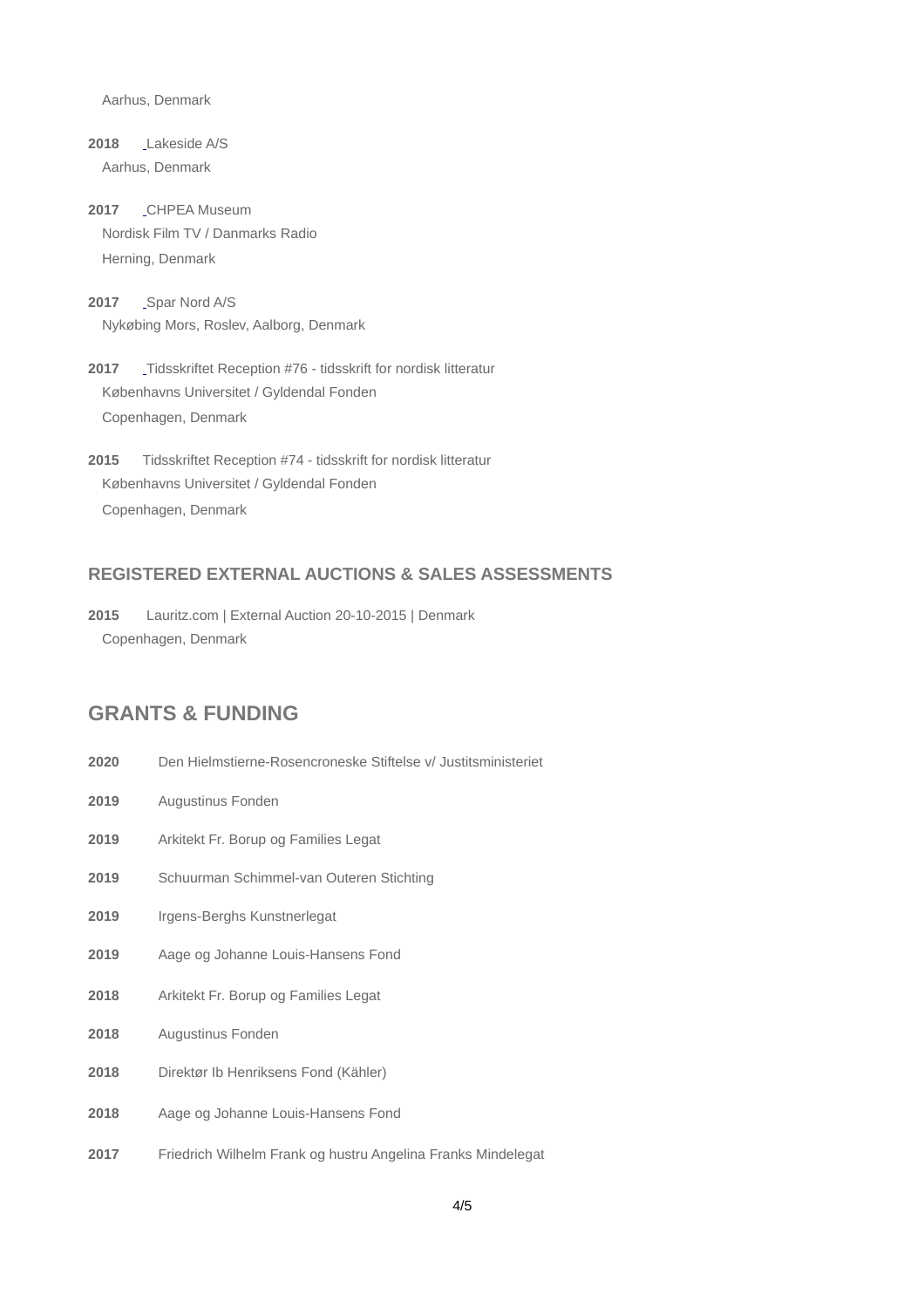Aarhus, Denmark

**2018** Lakeside A/S
Aarhus, Denmark

**2017** CHPEA Museum
Nordisk Film TV / Danmarks Radio
Herning, Denmark

**2017** Spar Nord A/S
Nykøbing Mors, Roslev, Aalborg, Denmark

**2017** Tidsskriftet Reception #76 - tidsskrift for nordisk litteratur
Københavns Universitet / Gyldendal Fonden
Copenhagen, Denmark

**2015** Tidsskriftet Reception #74 - tidsskrift for nordisk litteratur
Københavns Universitet / Gyldendal Fonden
Copenhagen, Denmark

### REGISTERED EXTERNAL AUCTIONS & SALES ASSESSMENTS

**2015** Lauritz.com | External Auction 20-10-2015 | Denmark
Copenhagen, Denmark

## GRANTS & FUNDING

**2020** Den Hielmstierne-Rosencroneske Stiftelse v/ Justitsministeriet

**2019** Augustinus Fonden

**2019** Arkitekt Fr. Borup og Families Legat

**2019** Schuurman Schimmel-van Outeren Stichting

**2019** Irgens-Berghs Kunstnerlegat

**2019** Aage og Johanne Louis-Hansens Fond

**2018** Arkitekt Fr. Borup og Families Legat

**2018** Augustinus Fonden

**2018** Direktør Ib Henriksens Fond (Kähler)

**2018** Aage og Johanne Louis-Hansens Fond

**2017** Friedrich Wilhelm Frank og hustru Angelina Franks Mindelegat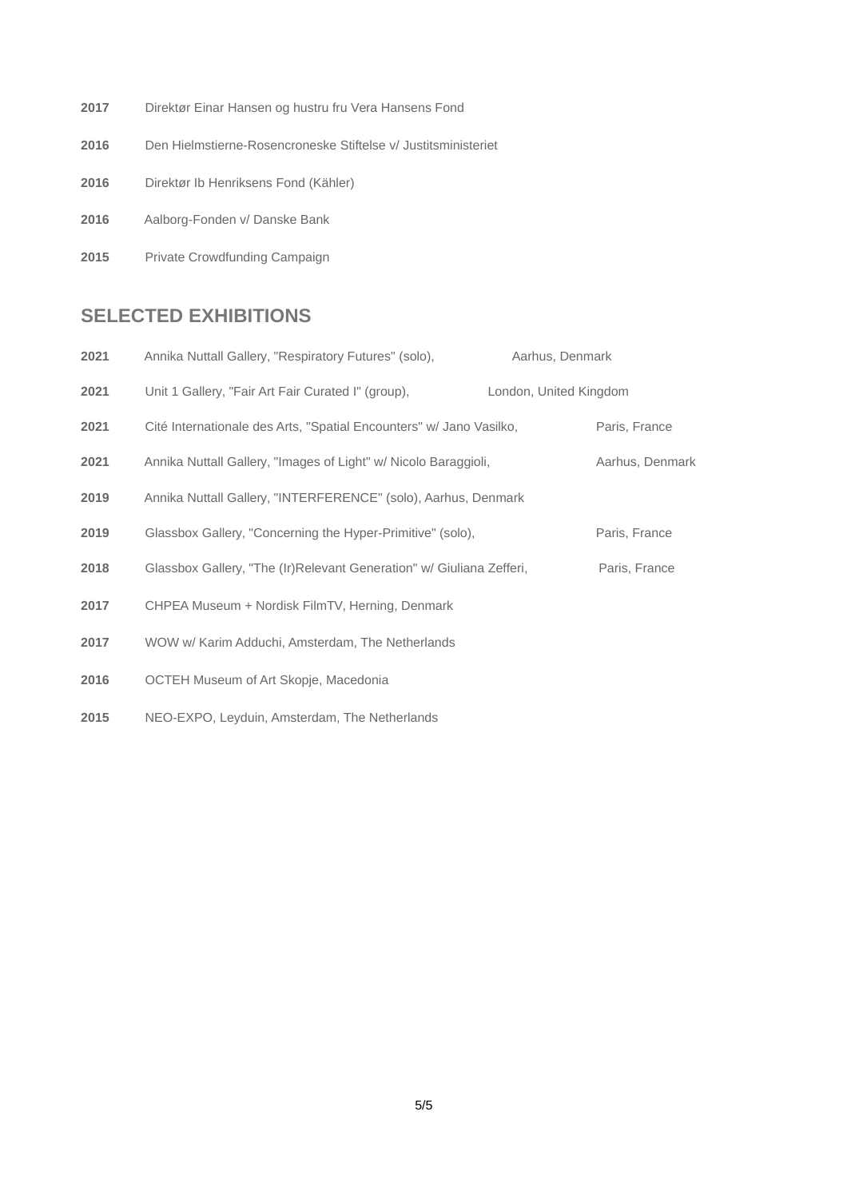**2017** Direktør Einar Hansen og hustru fru Vera Hansens Fond

**2016** Den Hielmstierne-Rosencroneske Stiftelse v/ Justitsministeriet

**2016** Direktør Ib Henriksens Fond (Kähler)

**2016** Aalborg-Fonden v/ Danske Bank

**2015** Private Crowdfunding Campaign

## SELECTED EXHIBITIONS

**2021** Annika Nuttall Gallery, "Respiratory Futures" (solo), Aarhus, Denmark

**2021** Unit 1 Gallery, "Fair Art Fair Curated I" (group), London, United Kingdom

**2021** Cité Internationale des Arts, "Spatial Encounters" w/ Jano Vasilko, Paris, France

**2021** Annika Nuttall Gallery, "Images of Light" w/ Nicolo Baraggioli, Aarhus, Denmark

**2019** Annika Nuttall Gallery, "INTERFERENCE" (solo), Aarhus, Denmark

**2019** Glassbox Gallery, "Concerning the Hyper-Primitive" (solo), Paris, France

**2018** Glassbox Gallery, "The (Ir)Relevant Generation" w/ Giuliana Zefferi, Paris, France

**2017** CHPEA Museum + Nordisk FilmTV, Herning, Denmark

**2017** WOW w/ Karim Adduchi, Amsterdam, The Netherlands

**2016** OCTEH Museum of Art Skopje, Macedonia

**2015** NEO-EXPO, Leyduin, Amsterdam, The Netherlands